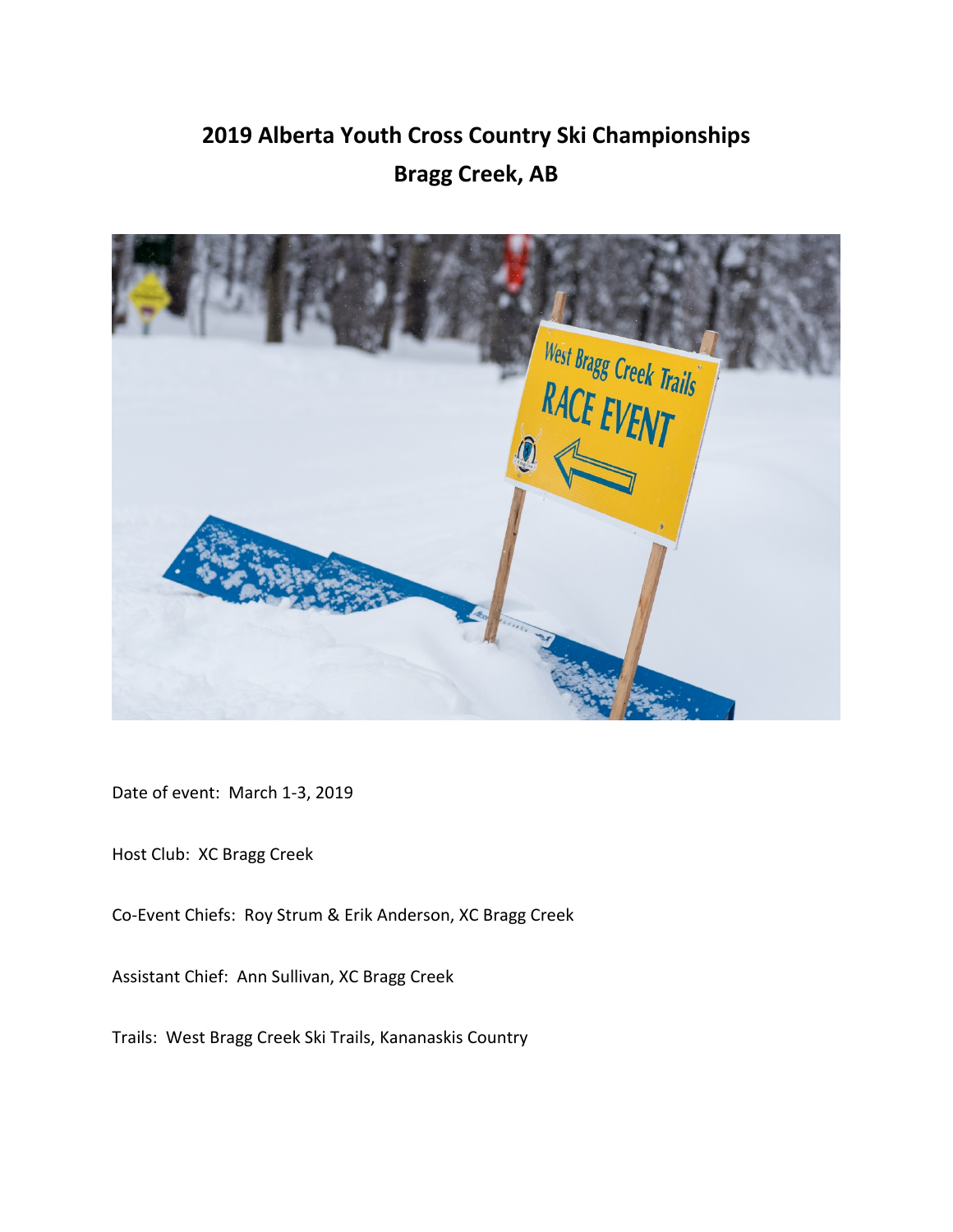# 2019 Alberta Youth Cross Country Ski Championships
## Bragg Creek, AB

Date of event: March 1-3, 2019

Host Club: XC Bragg Creek

Co-Event Chiefs: Roy Strum & Erik Anderson, XC Bragg Creek

Assistant Chief: Ann Sullivan, XC Bragg Creek

Trails: West Bragg Creek Ski Trails, Kananaskis Country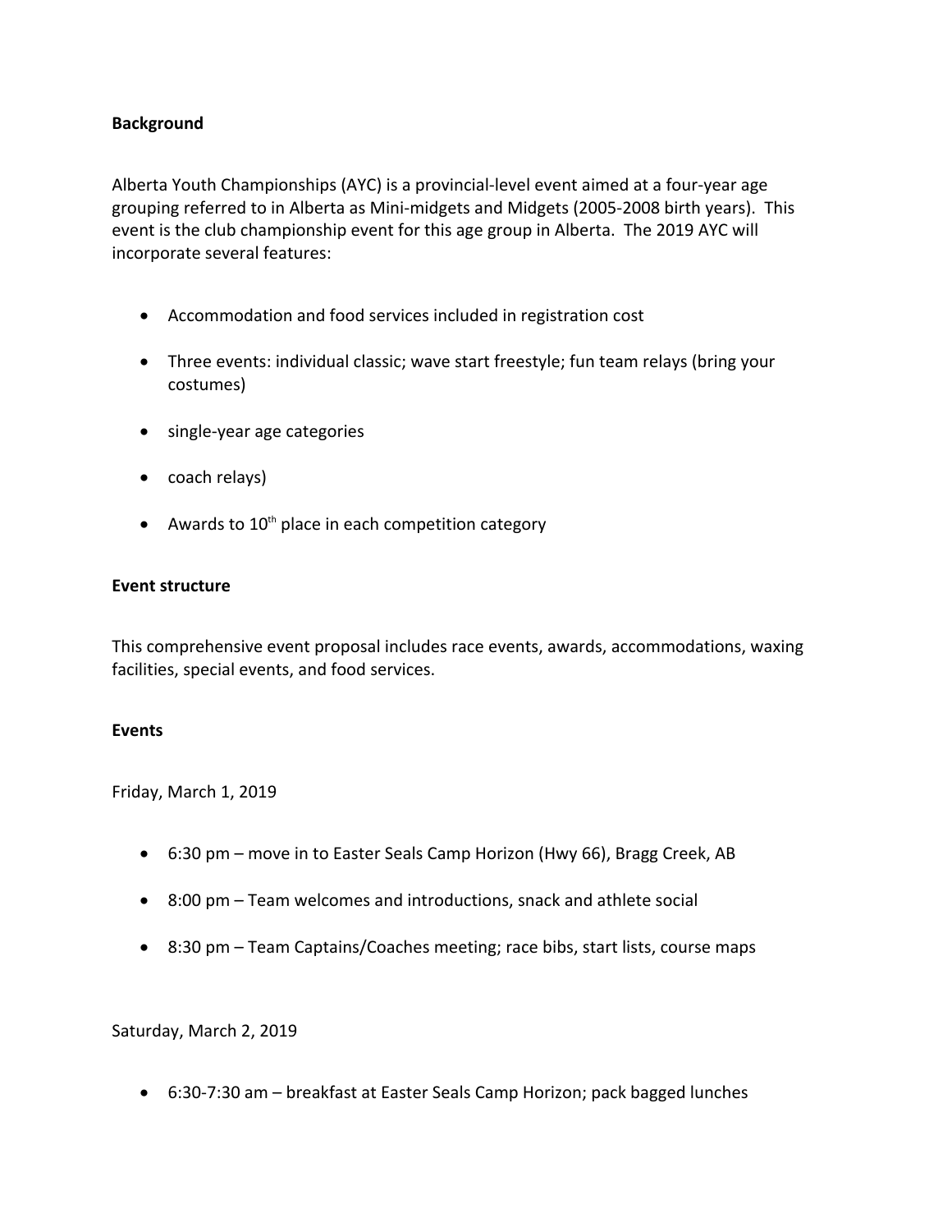**Background**

Alberta Youth Championships (AYC) is a provincial-level event aimed at a four-year age grouping referred to in Alberta as Mini-midgets and Midgets (2005-2008 birth years). This event is the club championship event for this age group in Alberta. The 2019 AYC will incorporate several features:

- Accommodation and food services included in registration cost
- Three events: individual classic; wave start freestyle; fun team relays (bring your costumes)
- single-year age categories
- coach relays)
- Awards to 10th place in each competition category

**Event structure**

This comprehensive event proposal includes race events, awards, accommodations, waxing facilities, special events, and food services.

**Events**

Friday, March 1, 2019

- 6:30 pm – move in to Easter Seals Camp Horizon (Hwy 66), Bragg Creek, AB
- 8:00 pm – Team welcomes and introductions, snack and athlete social
- 8:30 pm – Team Captains/Coaches meeting; race bibs, start lists, course maps

Saturday, March 2, 2019

- 6:30-7:30 am – breakfast at Easter Seals Camp Horizon; pack bagged lunches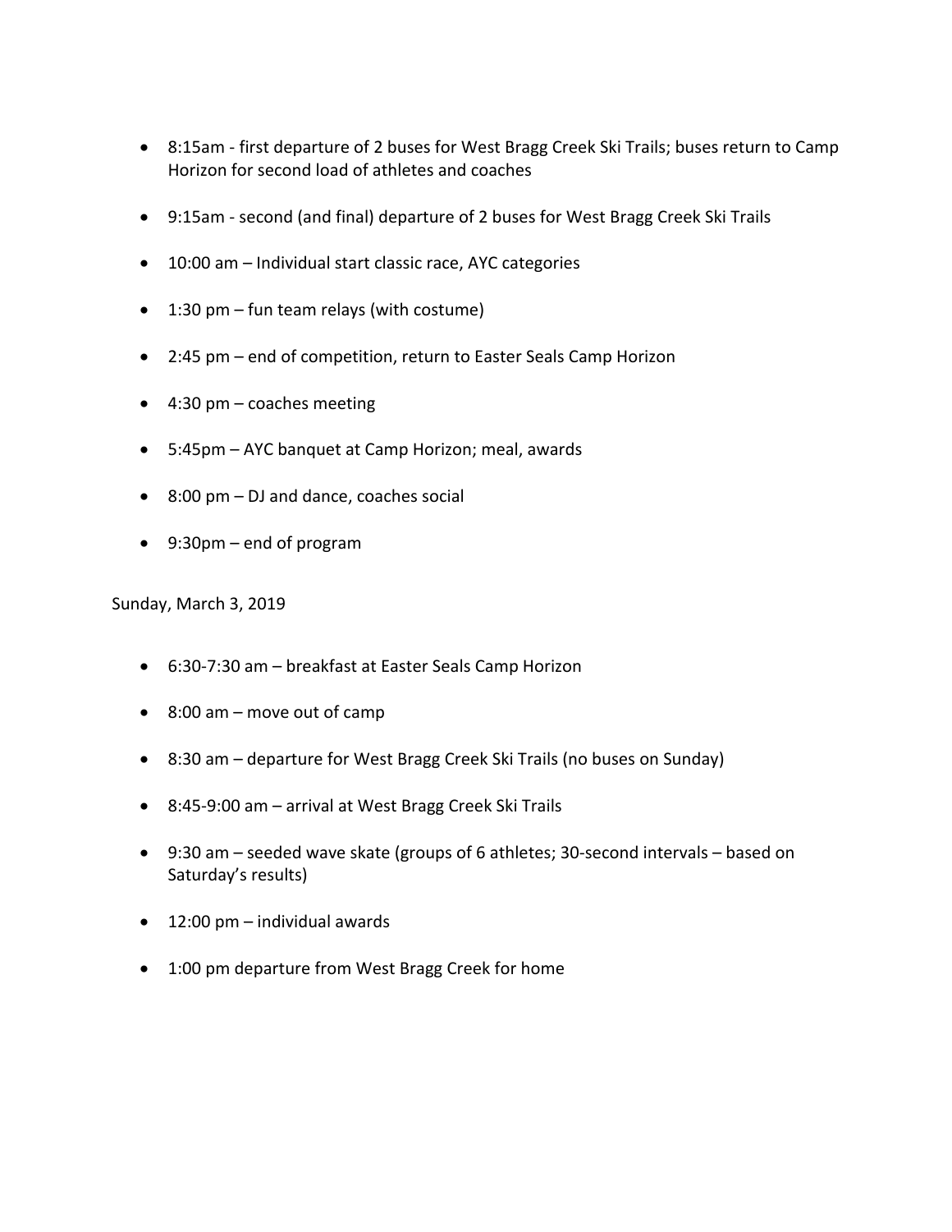- 8:15am - first departure of 2 buses for West Bragg Creek Ski Trails; buses return to Camp Horizon for second load of athletes and coaches
- 9:15am - second (and final) departure of 2 buses for West Bragg Creek Ski Trails
- 10:00 am – Individual start classic race, AYC categories
- 1:30 pm – fun team relays (with costume)
- 2:45 pm – end of competition, return to Easter Seals Camp Horizon
- 4:30 pm – coaches meeting
- 5:45pm – AYC banquet at Camp Horizon; meal, awards
- 8:00 pm – DJ and dance, coaches social
- 9:30pm – end of program

Sunday, March 3, 2019

- 6:30-7:30 am – breakfast at Easter Seals Camp Horizon
- 8:00 am – move out of camp
- 8:30 am – departure for West Bragg Creek Ski Trails (no buses on Sunday)
- 8:45-9:00 am – arrival at West Bragg Creek Ski Trails
- 9:30 am – seeded wave skate (groups of 6 athletes; 30-second intervals – based on Saturday's results)
- 12:00 pm – individual awards
- 1:00 pm departure from West Bragg Creek for home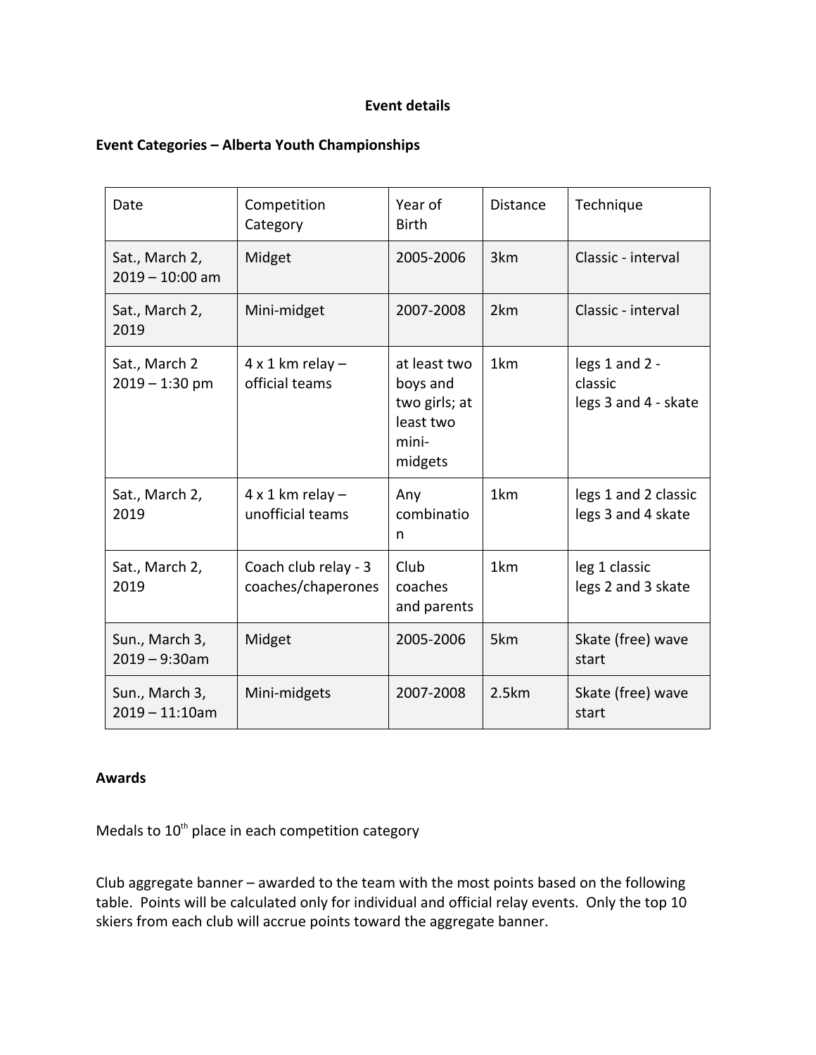**Event details**

**Event Categories – Alberta Youth Championships**

| Date | Competition Category | Year of Birth | Distance | Technique |
|---|---|---|---|---|
| Sat., March 2, 2019 – 10:00 am | Midget | 2005-2006 | 3km | Classic - interval |
| Sat., March 2, 2019 | Mini-midget | 2007-2008 | 2km | Classic - interval |
| Sat., March 2 2019 – 1:30 pm | 4 x 1 km relay – official teams | at least two boys and two girls; at least two mini-midgets | 1km | legs 1 and 2 - classic<br>legs 3 and 4 - skate |
| Sat., March 2, 2019 | 4 x 1 km relay – unofficial teams | Any combination | 1km | legs 1 and 2 classic<br>legs 3 and 4 skate |
| Sat., March 2, 2019 | Coach club relay - 3 coaches/chaperones | Club coaches and parents | 1km | leg 1 classic<br>legs 2 and 3 skate |
| Sun., March 3, 2019 – 9:30am | Midget | 2005-2006 | 5km | Skate (free) wave start |
| Sun., March 3, 2019 – 11:10am | Mini-midgets | 2007-2008 | 2.5km | Skate (free) wave start |

**Awards**

Medals to 10th place in each competition category

Club aggregate banner – awarded to the team with the most points based on the following table. Points will be calculated only for individual and official relay events. Only the top 10 skiers from each club will accrue points toward the aggregate banner.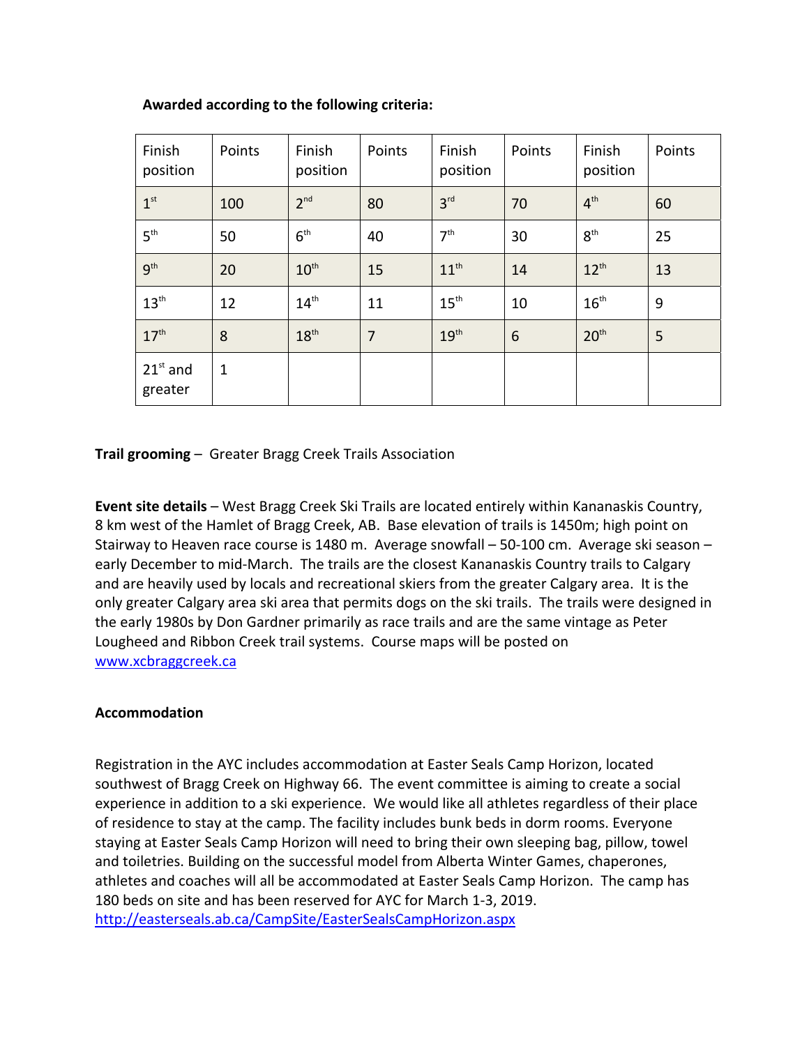**Awarded according to the following criteria:**

| Finish position | Points | Finish position | Points | Finish position | Points | Finish position | Points |
|---|---|---|---|---|---|---|---|
| 1st | 100 | 2nd | 80 | 3rd | 70 | 4th | 60 |
| 5th | 50 | 6th | 40 | 7th | 30 | 8th | 25 |
| 9th | 20 | 10th | 15 | 11th | 14 | 12th | 13 |
| 13th | 12 | 14th | 11 | 15th | 10 | 16th | 9 |
| 17th | 8 | 18th | 7 | 19th | 6 | 20th | 5 |
| 21st and greater | 1 | | | | | | |

**Trail grooming** – Greater Bragg Creek Trails Association

**Event site details** – West Bragg Creek Ski Trails are located entirely within Kananaskis Country, 8 km west of the Hamlet of Bragg Creek, AB. Base elevation of trails is 1450m; high point on Stairway to Heaven race course is 1480 m. Average snowfall – 50-100 cm. Average ski season – early December to mid-March. The trails are the closest Kananaskis Country trails to Calgary and are heavily used by locals and recreational skiers from the greater Calgary area. It is the only greater Calgary area ski area that permits dogs on the ski trails. The trails were designed in the early 1980s by Don Gardner primarily as race trails and are the same vintage as Peter Lougheed and Ribbon Creek trail systems. Course maps will be posted on www.xcbraggcreek.ca

**Accommodation**

Registration in the AYC includes accommodation at Easter Seals Camp Horizon, located southwest of Bragg Creek on Highway 66. The event committee is aiming to create a social experience in addition to a ski experience. We would like all athletes regardless of their place of residence to stay at the camp. The facility includes bunk beds in dorm rooms. Everyone staying at Easter Seals Camp Horizon will need to bring their own sleeping bag, pillow, towel and toiletries. Building on the successful model from Alberta Winter Games, chaperones, athletes and coaches will all be accommodated at Easter Seals Camp Horizon. The camp has 180 beds on site and has been reserved for AYC for March 1-3, 2019.
http://easterseals.ab.ca/CampSite/EasterSealsCampHorizon.aspx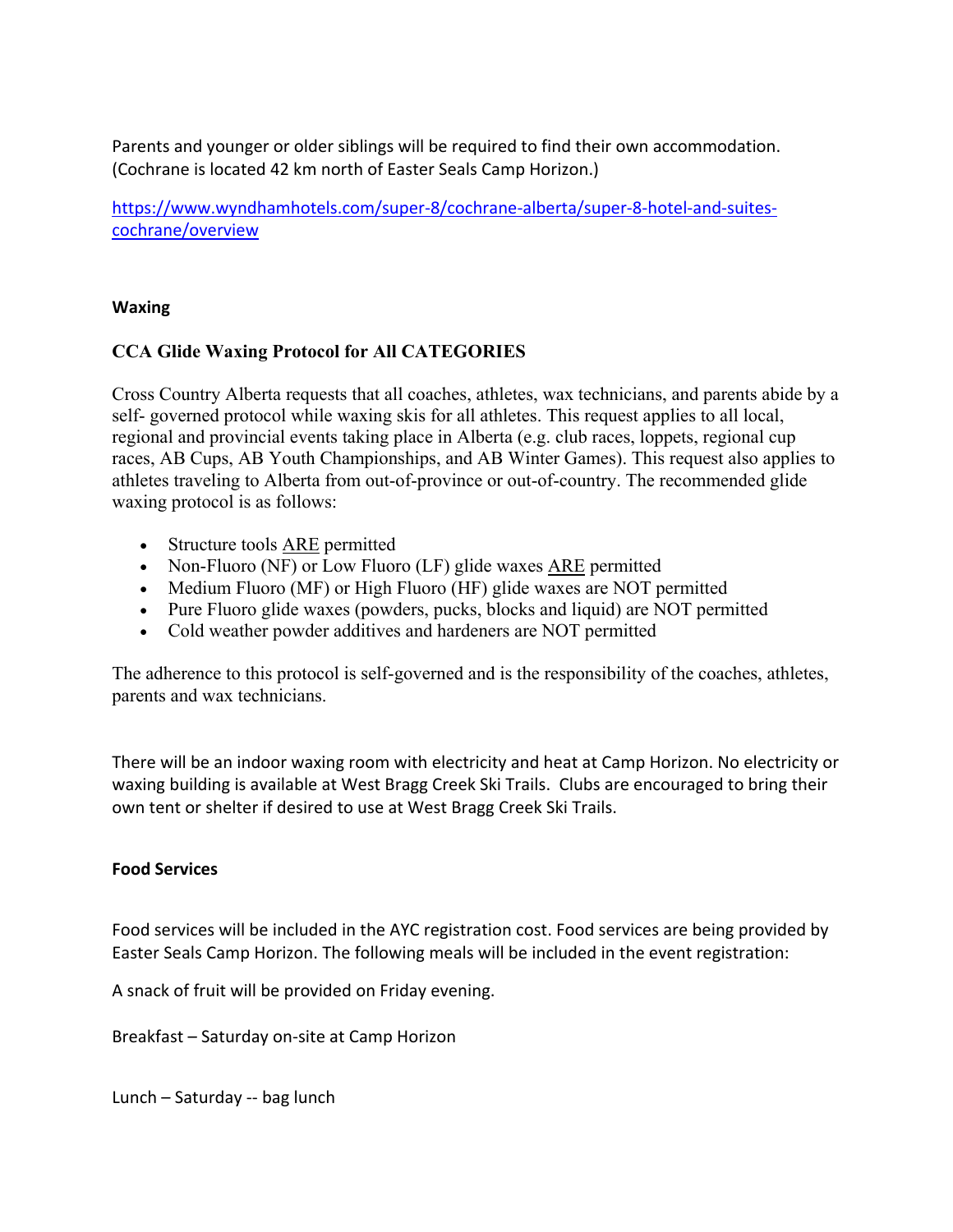Parents and younger or older siblings will be required to find their own accommodation. (Cochrane is located 42 km north of Easter Seals Camp Horizon.)

https://www.wyndhamhotels.com/super-8/cochrane-alberta/super-8-hotel-and-suites-cochrane/overview

**Waxing**

**CCA Glide Waxing Protocol for All CATEGORIES**

Cross Country Alberta requests that all coaches, athletes, wax technicians, and parents abide by a self- governed protocol while waxing skis for all athletes. This request applies to all local, regional and provincial events taking place in Alberta (e.g. club races, loppets, regional cup races, AB Cups, AB Youth Championships, and AB Winter Games). This request also applies to athletes traveling to Alberta from out-of-province or out-of-country. The recommended glide waxing protocol is as follows:

- Structure tools ARE permitted
- Non-Fluoro (NF) or Low Fluoro (LF) glide waxes ARE permitted
- Medium Fluoro (MF) or High Fluoro (HF) glide waxes are NOT permitted
- Pure Fluoro glide waxes (powders, pucks, blocks and liquid) are NOT permitted
- Cold weather powder additives and hardeners are NOT permitted

The adherence to this protocol is self-governed and is the responsibility of the coaches, athletes, parents and wax technicians.

There will be an indoor waxing room with electricity and heat at Camp Horizon. No electricity or waxing building is available at West Bragg Creek Ski Trails. Clubs are encouraged to bring their own tent or shelter if desired to use at West Bragg Creek Ski Trails.

**Food Services**

Food services will be included in the AYC registration cost. Food services are being provided by Easter Seals Camp Horizon. The following meals will be included in the event registration:

A snack of fruit will be provided on Friday evening.

Breakfast – Saturday on-site at Camp Horizon

Lunch – Saturday -- bag lunch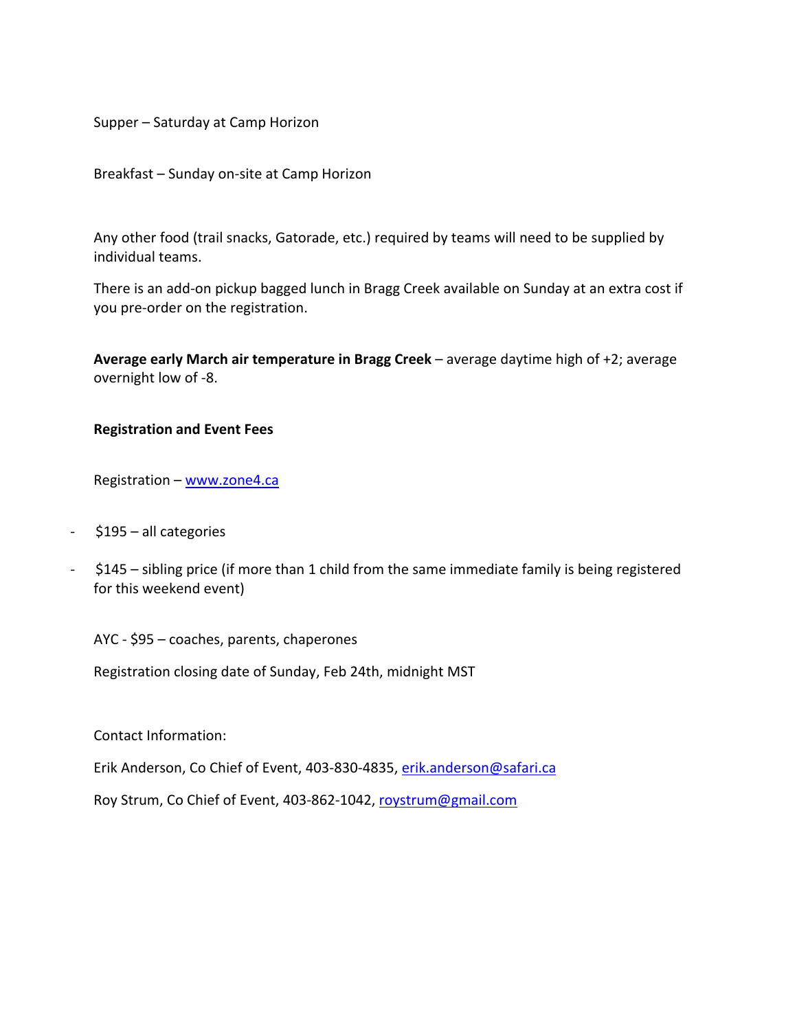Supper – Saturday at Camp Horizon

Breakfast – Sunday on-site at Camp Horizon

Any other food (trail snacks, Gatorade, etc.) required by teams will need to be supplied by individual teams.

There is an add-on pickup bagged lunch in Bragg Creek available on Sunday at an extra cost if you pre-order on the registration.

**Average early March air temperature in Bragg Creek** – average daytime high of +2; average overnight low of -8.

**Registration and Event Fees**

Registration – [www.zone4.ca](http://www.zone4.ca)

- $195 – all categories
- $145 – sibling price (if more than 1 child from the same immediate family is being registered for this weekend event)

AYC - $95 – coaches, parents, chaperones

Registration closing date of Sunday, Feb 24th, midnight MST

Contact Information:

Erik Anderson, Co Chief of Event, 403-830-4835, [erik.anderson@safari.ca](mailto:erik.anderson@safari.ca)

Roy Strum, Co Chief of Event, 403-862-1042, [roystrum@gmail.com](mailto:roystrum@gmail.com)